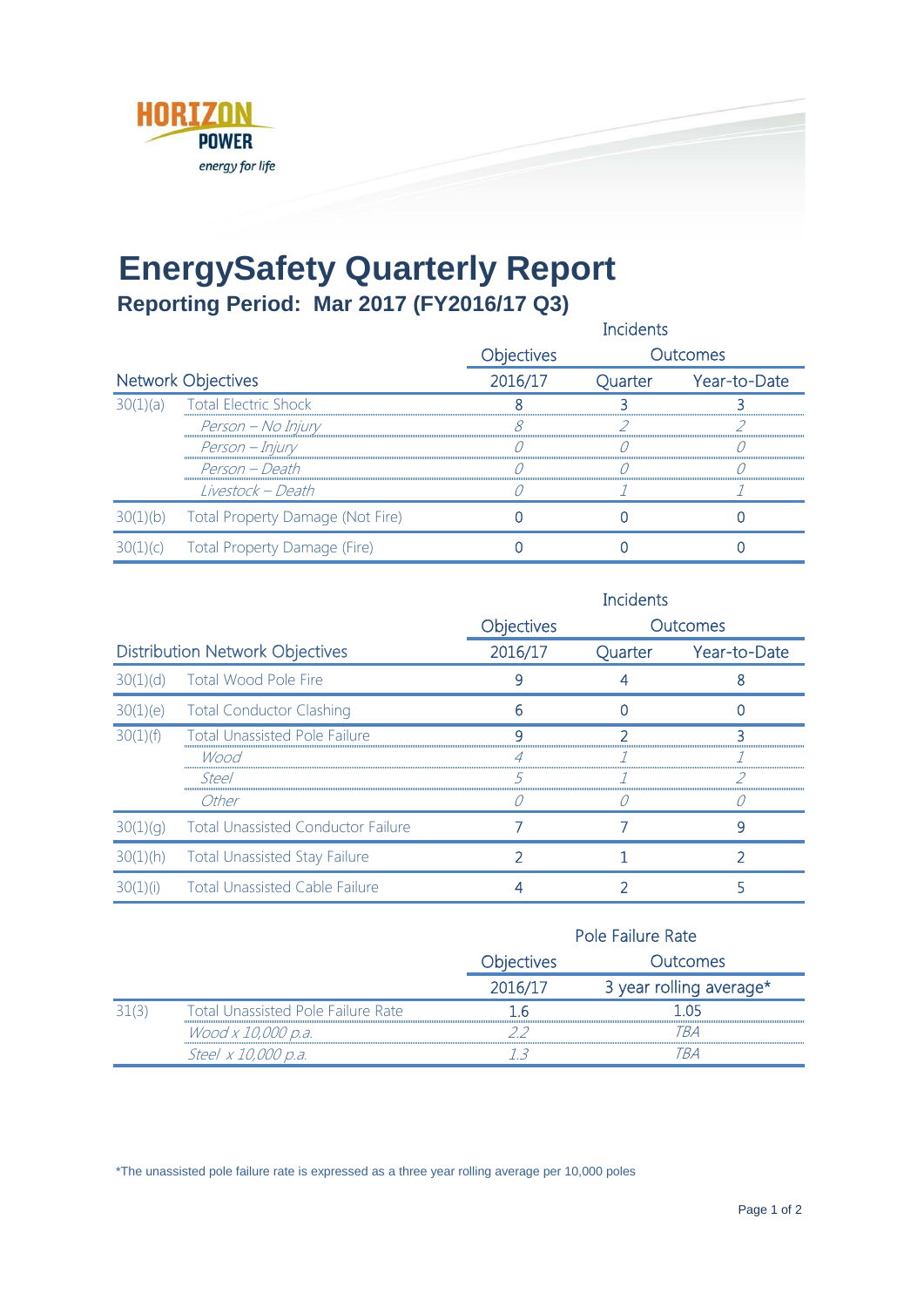HORIZON POWER

energy for life

# EnergySafety Quarterly Report

## Reporting Period: Mar 2017 (FY2016/17 Q3)

| Network Objectives | | Incidents Objectives 2016/17 | Outcomes Quarter | Outcomes Year-to-Date |
|---|---|---|---|---|
| 30(1)(a) | Total Electric Shock | 8 | 3 | 3 |
| | *Person – No Injury* | *8* | *2* | *2* |
| | *Person – Injury* | *0* | *0* | *0* |
| | *Person – Death* | *0* | *0* | *0* |
| | *Livestock – Death* | *0* | *1* | *1* |
| 30(1)(b) | Total Property Damage (Not Fire) | 0 | 0 | 0 |
| 30(1)(c) | Total Property Damage (Fire) | 0 | 0 | 0 |

| Distribution Network Objectives | | Incidents Objectives 2016/17 | Outcomes Quarter | Outcomes Year-to-Date |
|---|---|---|---|---|
| 30(1)(d) | Total Wood Pole Fire | 9 | 4 | 8 |
| 30(1)(e) | Total Conductor Clashing | 6 | 0 | 0 |
| 30(1)(f) | Total Unassisted Pole Failure | 9 | 2 | 3 |
| | *Wood* | *4* | *1* | *1* |
| | *Steel* | *5* | *1* | *2* |
| | *Other* | *0* | *0* | *0* |
| 30(1)(g) | Total Unassisted Conductor Failure | 7 | 7 | 9 |
| 30(1)(h) | Total Unassisted Stay Failure | 2 | 1 | 2 |
| 30(1)(i) | Total Unassisted Cable Failure | 4 | 2 | 5 |

| | | Pole Failure Rate Objectives 2016/17 | Outcomes 3 year rolling average* |
|---|---|---|---|
| 31(3) | Total Unassisted Pole Failure Rate | 1.6 | 1.05 |
| | *Wood x 10,000 p.a.* | *2.2* | *TBA* |
| | *Steel x 10,000 p.a.* | *1.3* | *TBA* |

*The unassisted pole failure rate is expressed as a three year rolling average per 10,000 poles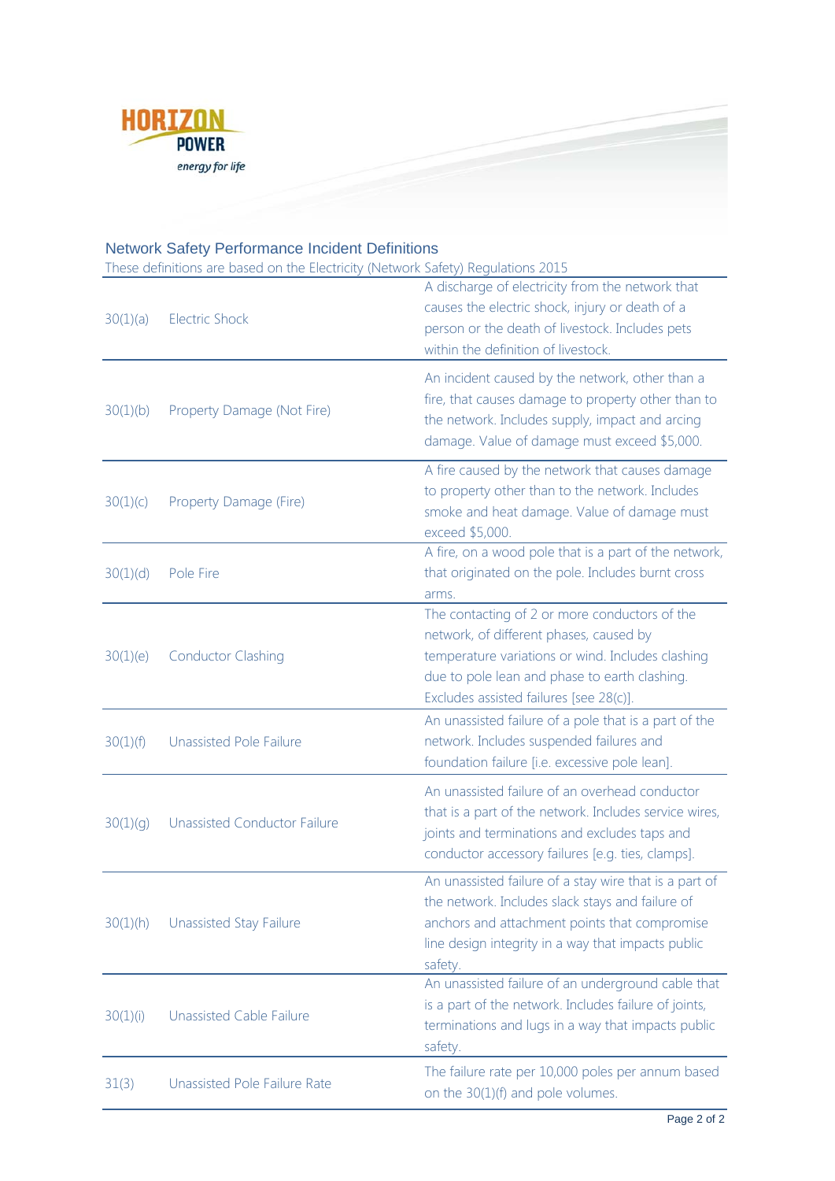HORIZON POWER

*energy for life*

## Network Safety Performance Incident Definitions

These definitions are based on the Electricity (Network Safety) Regulations 2015

| | | |
|---|---|---|
| 30(1)(a) | Electric Shock | A discharge of electricity from the network that causes the electric shock, injury or death of a person or the death of livestock. Includes pets within the definition of livestock. |
| 30(1)(b) | Property Damage (Not Fire) | An incident caused by the network, other than a fire, that causes damage to property other than to the network. Includes supply, impact and arcing damage. Value of damage must exceed $5,000. |
| 30(1)(c) | Property Damage (Fire) | A fire caused by the network that causes damage to property other than to the network. Includes smoke and heat damage. Value of damage must exceed $5,000. |
| 30(1)(d) | Pole Fire | A fire, on a wood pole that is a part of the network, that originated on the pole. Includes burnt cross arms. |
| 30(1)(e) | Conductor Clashing | The contacting of 2 or more conductors of the network, of different phases, caused by temperature variations or wind. Includes clashing due to pole lean and phase to earth clashing. Excludes assisted failures [see 28(c)]. |
| 30(1)(f) | Unassisted Pole Failure | An unassisted failure of a pole that is a part of the network. Includes suspended failures and foundation failure [i.e. excessive pole lean]. |
| 30(1)(g) | Unassisted Conductor Failure | An unassisted failure of an overhead conductor that is a part of the network. Includes service wires, joints and terminations and excludes taps and conductor accessory failures [e.g. ties, clamps]. |
| 30(1)(h) | Unassisted Stay Failure | An unassisted failure of a stay wire that is a part of the network. Includes slack stays and failure of anchors and attachment points that compromise line design integrity in a way that impacts public safety. |
| 30(1)(i) | Unassisted Cable Failure | An unassisted failure of an underground cable that is a part of the network. Includes failure of joints, terminations and lugs in a way that impacts public safety. |
| 31(3) | Unassisted Pole Failure Rate | The failure rate per 10,000 poles per annum based on the 30(1)(f) and pole volumes. |